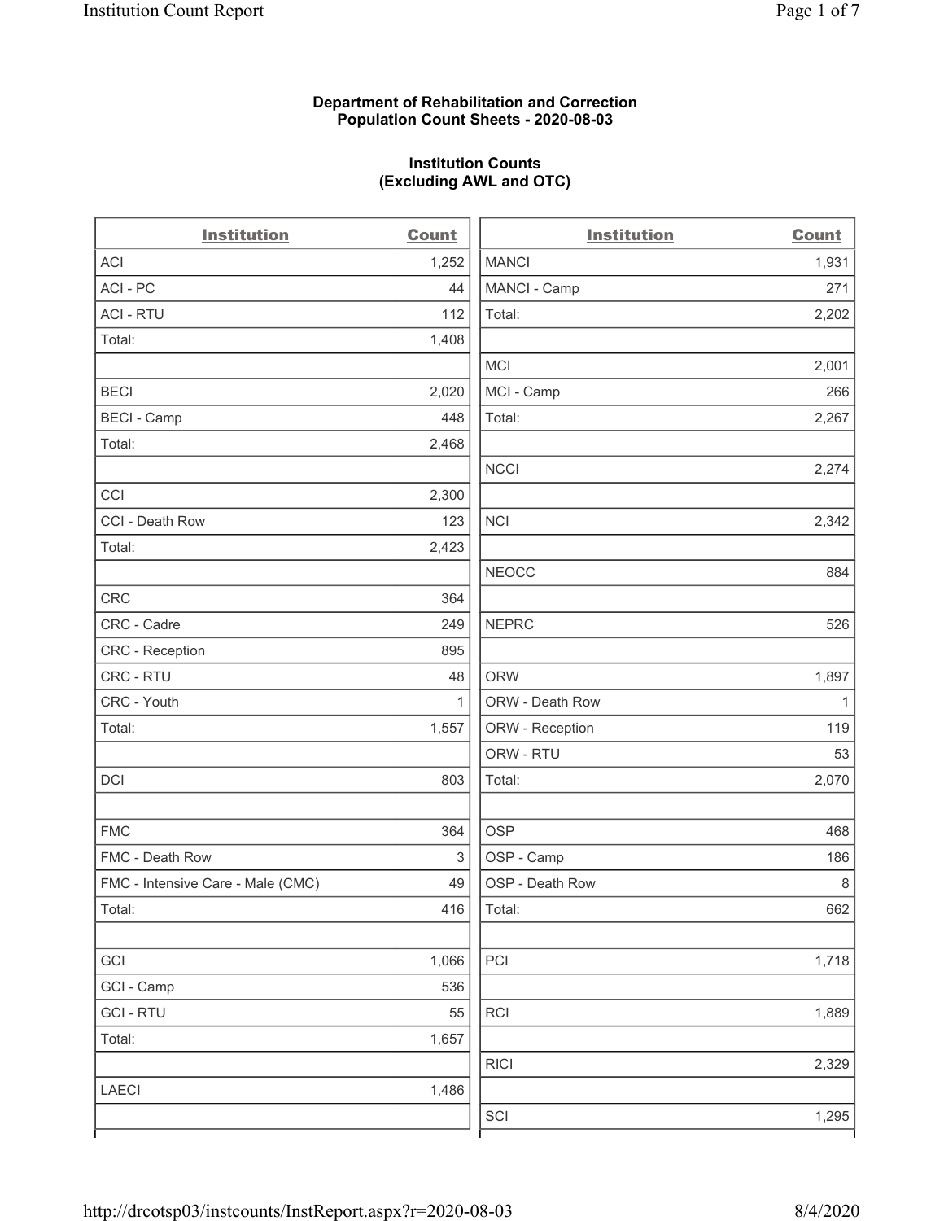**Department of Rehabilitation and Correction**
**Population Count Sheets - 2020-08-03**

**Institution Counts**
**(Excluding AWL and OTC)**

| Institution | Count |
|---|---|
| ACI | 1,252 |
| ACI - PC | 44 |
| ACI - RTU | 112 |
| Total: | 1,408 |
| | |
| BECI | 2,020 |
| BECI - Camp | 448 |
| Total: | 2,468 |
| | |
| CCI | 2,300 |
| CCI - Death Row | 123 |
| Total: | 2,423 |
| | |
| CRC | 364 |
| CRC - Cadre | 249 |
| CRC - Reception | 895 |
| CRC - RTU | 48 |
| CRC - Youth | 1 |
| Total: | 1,557 |
| | |
| DCI | 803 |
| | |
| FMC | 364 |
| FMC - Death Row | 3 |
| FMC - Intensive Care - Male (CMC) | 49 |
| Total: | 416 |
| | |
| GCI | 1,066 |
| GCI - Camp | 536 |
| GCI - RTU | 55 |
| Total: | 1,657 |
| | |
| LAECI | 1,486 |
| | |
| MANCI | 1,931 |
| MANCI - Camp | 271 |
| Total: | 2,202 |
| | |
| MCI | 2,001 |
| MCI - Camp | 266 |
| Total: | 2,267 |
| | |
| NCCI | 2,274 |
| | |
| NCI | 2,342 |
| | |
| NEOCC | 884 |
| | |
| NEPRC | 526 |
| | |
| ORW | 1,897 |
| ORW - Death Row | 1 |
| ORW - Reception | 119 |
| ORW - RTU | 53 |
| Total: | 2,070 |
| | |
| OSP | 468 |
| OSP - Camp | 186 |
| OSP - Death Row | 8 |
| Total: | 662 |
| | |
| PCI | 1,718 |
| | |
| RCI | 1,889 |
| | |
| RICI | 2,329 |
| | |
| SCI | 1,295 |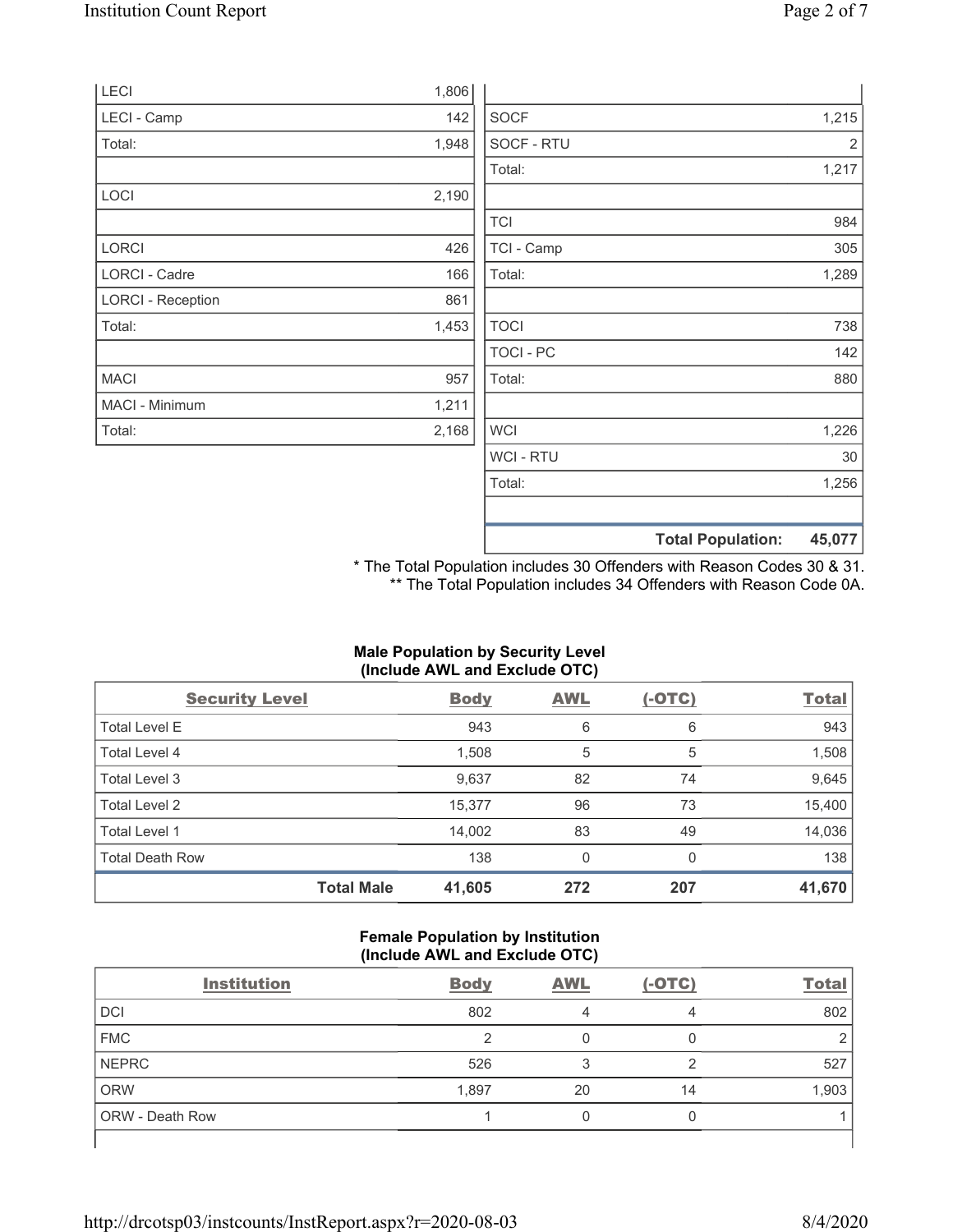| | |
|---|---|
| LECI | 1,806 |
| LECI - Camp | 142 |
| Total: | 1,948 |
| | |
| LOCI | 2,190 |
| | |
| LORCI | 426 |
| LORCI - Cadre | 166 |
| LORCI - Reception | 861 |
| Total: | 1,453 |
| | |
| MACI | 957 |
| MACI - Minimum | 1,211 |
| Total: | 2,168 |

| | |
|---|---|
| | |
| SOCF | 1,215 |
| SOCF - RTU | 2 |
| Total: | 1,217 |
| | |
| TCI | 984 |
| TCI - Camp | 305 |
| Total: | 1,289 |
| | |
| TOCI | 738 |
| TOCI - PC | 142 |
| Total: | 880 |
| | |
| WCI | 1,226 |
| WCI - RTU | 30 |
| Total: | 1,256 |
| | |
| **Total Population:** | **45,077** |

\* The Total Population includes 30 Offenders with Reason Codes 30 & 31.
\*\* The Total Population includes 34 Offenders with Reason Code 0A.

**Male Population by Security Level (Include AWL and Exclude OTC)**

| Security Level | Body | AWL | (-OTC) | Total |
|---|---|---|---|---|
| Total Level E | 943 | 6 | 6 | 943 |
| Total Level 4 | 1,508 | 5 | 5 | 1,508 |
| Total Level 3 | 9,637 | 82 | 74 | 9,645 |
| Total Level 2 | 15,377 | 96 | 73 | 15,400 |
| Total Level 1 | 14,002 | 83 | 49 | 14,036 |
| Total Death Row | 138 | 0 | 0 | 138 |
| **Total Male** | **41,605** | **272** | **207** | **41,670** |

**Female Population by Institution (Include AWL and Exclude OTC)**

| Institution | Body | AWL | (-OTC) | Total |
|---|---|---|---|---|
| DCI | 802 | 4 | 4 | 802 |
| FMC | 2 | 0 | 0 | 2 |
| NEPRC | 526 | 3 | 2 | 527 |
| ORW | 1,897 | 20 | 14 | 1,903 |
| ORW - Death Row | 1 | 0 | 0 | 1 |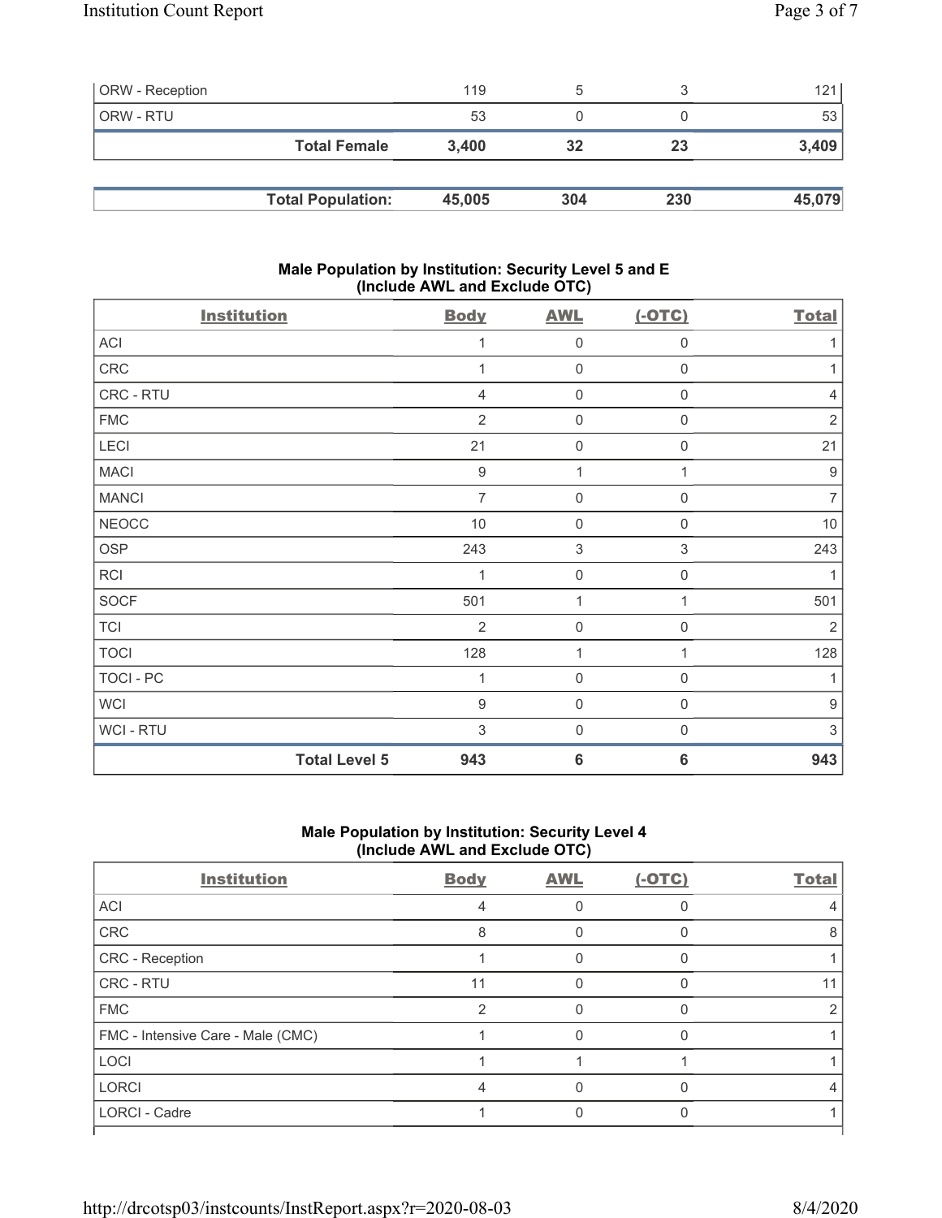| | | | | |
|---|---|---|---|---|
| ORW - Reception | 119 | 5 | 3 | 121 |
| ORW - RTU | 53 | 0 | 0 | 53 |
| **Total Female** | **3,400** | **32** | **23** | **3,409** |

| | | | | |
|---|---|---|---|---|
| **Total Population:** | **45,005** | **304** | **230** | **45,079** |

## Male Population by Institution: Security Level 5 and E (Include AWL and Exclude OTC)

| Institution | Body | AWL | (-OTC) | Total |
|---|---|---|---|---|
| ACI | 1 | 0 | 0 | 1 |
| CRC | 1 | 0 | 0 | 1 |
| CRC - RTU | 4 | 0 | 0 | 4 |
| FMC | 2 | 0 | 0 | 2 |
| LECI | 21 | 0 | 0 | 21 |
| MACI | 9 | 1 | 1 | 9 |
| MANCI | 7 | 0 | 0 | 7 |
| NEOCC | 10 | 0 | 0 | 10 |
| OSP | 243 | 3 | 3 | 243 |
| RCI | 1 | 0 | 0 | 1 |
| SOCF | 501 | 1 | 1 | 501 |
| TCI | 2 | 0 | 0 | 2 |
| TOCI | 128 | 1 | 1 | 128 |
| TOCI - PC | 1 | 0 | 0 | 1 |
| WCI | 9 | 0 | 0 | 9 |
| WCI - RTU | 3 | 0 | 0 | 3 |
| **Total Level 5** | **943** | **6** | **6** | **943** |

## Male Population by Institution: Security Level 4 (Include AWL and Exclude OTC)

| Institution | Body | AWL | (-OTC) | Total |
|---|---|---|---|---|
| ACI | 4 | 0 | 0 | 4 |
| CRC | 8 | 0 | 0 | 8 |
| CRC - Reception | 1 | 0 | 0 | 1 |
| CRC - RTU | 11 | 0 | 0 | 11 |
| FMC | 2 | 0 | 0 | 2 |
| FMC - Intensive Care - Male (CMC) | 1 | 0 | 0 | 1 |
| LOCI | 1 | 1 | 1 | 1 |
| LORCI | 4 | 0 | 0 | 4 |
| LORCI - Cadre | 1 | 0 | 0 | 1 |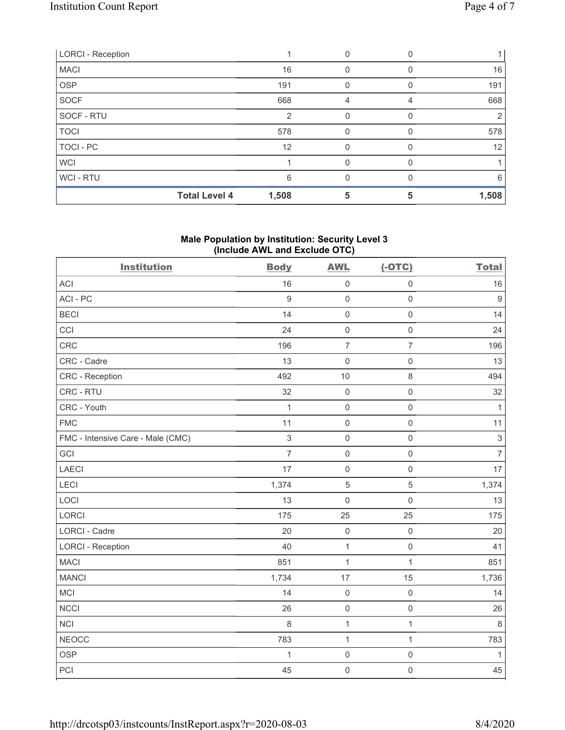| LORCI - Reception | 1 | 0 | 0 | 1 |
|---|---|---|---|---|
| MACI | 16 | 0 | 0 | 16 |
| OSP | 191 | 0 | 0 | 191 |
| SOCF | 668 | 4 | 4 | 668 |
| SOCF - RTU | 2 | 0 | 0 | 2 |
| TOCI | 578 | 0 | 0 | 578 |
| TOCI - PC | 12 | 0 | 0 | 12 |
| WCI | 1 | 0 | 0 | 1 |
| WCI - RTU | 6 | 0 | 0 | 6 |
| **Total Level 4** | **1,508** | **5** | **5** | **1,508** |

### Male Population by Institution: Security Level 3 (Include AWL and Exclude OTC)

| Institution | Body | AWL | (-OTC) | Total |
|---|---|---|---|---|
| ACI | 16 | 0 | 0 | 16 |
| ACI - PC | 9 | 0 | 0 | 9 |
| BECI | 14 | 0 | 0 | 14 |
| CCI | 24 | 0 | 0 | 24 |
| CRC | 196 | 7 | 7 | 196 |
| CRC - Cadre | 13 | 0 | 0 | 13 |
| CRC - Reception | 492 | 10 | 8 | 494 |
| CRC - RTU | 32 | 0 | 0 | 32 |
| CRC - Youth | 1 | 0 | 0 | 1 |
| FMC | 11 | 0 | 0 | 11 |
| FMC - Intensive Care - Male (CMC) | 3 | 0 | 0 | 3 |
| GCI | 7 | 0 | 0 | 7 |
| LAECI | 17 | 0 | 0 | 17 |
| LECI | 1,374 | 5 | 5 | 1,374 |
| LOCI | 13 | 0 | 0 | 13 |
| LORCI | 175 | 25 | 25 | 175 |
| LORCI - Cadre | 20 | 0 | 0 | 20 |
| LORCI - Reception | 40 | 1 | 0 | 41 |
| MACI | 851 | 1 | 1 | 851 |
| MANCI | 1,734 | 17 | 15 | 1,736 |
| MCI | 14 | 0 | 0 | 14 |
| NCCI | 26 | 0 | 0 | 26 |
| NCI | 8 | 1 | 1 | 8 |
| NEOCC | 783 | 1 | 1 | 783 |
| OSP | 1 | 0 | 0 | 1 |
| PCI | 45 | 0 | 0 | 45 |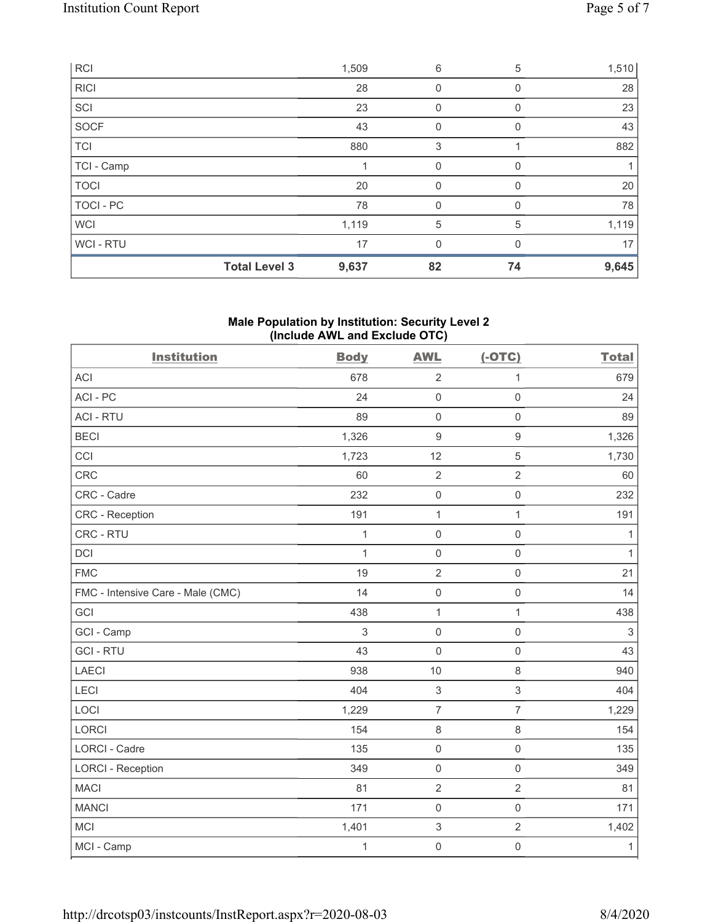| | | | | |
|---|---|---|---|---|
| RCI | 1,509 | 6 | 5 | 1,510 |
| RICI | 28 | 0 | 0 | 28 |
| SCI | 23 | 0 | 0 | 23 |
| SOCF | 43 | 0 | 0 | 43 |
| TCI | 880 | 3 | 1 | 882 |
| TCI - Camp | 1 | 0 | 0 | 1 |
| TOCI | 20 | 0 | 0 | 20 |
| TOCI - PC | 78 | 0 | 0 | 78 |
| WCI | 1,119 | 5 | 5 | 1,119 |
| WCI - RTU | 17 | 0 | 0 | 17 |
| **Total Level 3** | **9,637** | **82** | **74** | **9,645** |

**Male Population by Institution: Security Level 2 (Include AWL and Exclude OTC)**

| Institution | Body | AWL | (-OTC) | Total |
|---|---|---|---|---|
| ACI | 678 | 2 | 1 | 679 |
| ACI - PC | 24 | 0 | 0 | 24 |
| ACI - RTU | 89 | 0 | 0 | 89 |
| BECI | 1,326 | 9 | 9 | 1,326 |
| CCI | 1,723 | 12 | 5 | 1,730 |
| CRC | 60 | 2 | 2 | 60 |
| CRC - Cadre | 232 | 0 | 0 | 232 |
| CRC - Reception | 191 | 1 | 1 | 191 |
| CRC - RTU | 1 | 0 | 0 | 1 |
| DCI | 1 | 0 | 0 | 1 |
| FMC | 19 | 2 | 0 | 21 |
| FMC - Intensive Care - Male (CMC) | 14 | 0 | 0 | 14 |
| GCI | 438 | 1 | 1 | 438 |
| GCI - Camp | 3 | 0 | 0 | 3 |
| GCI - RTU | 43 | 0 | 0 | 43 |
| LAECI | 938 | 10 | 8 | 940 |
| LECI | 404 | 3 | 3 | 404 |
| LOCI | 1,229 | 7 | 7 | 1,229 |
| LORCI | 154 | 8 | 8 | 154 |
| LORCI - Cadre | 135 | 0 | 0 | 135 |
| LORCI - Reception | 349 | 0 | 0 | 349 |
| MACI | 81 | 2 | 2 | 81 |
| MANCI | 171 | 0 | 0 | 171 |
| MCI | 1,401 | 3 | 2 | 1,402 |
| MCI - Camp | 1 | 0 | 0 | 1 |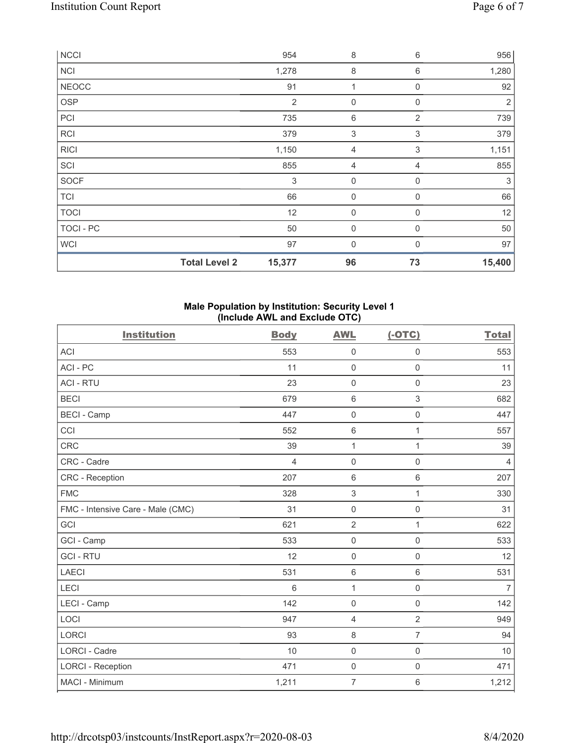| NCCI | 954 | 8 | 6 | 956 |
|---|---|---|---|---|
| NCI | 1,278 | 8 | 6 | 1,280 |
| NEOCC | 91 | 1 | 0 | 92 |
| OSP | 2 | 0 | 0 | 2 |
| PCI | 735 | 6 | 2 | 739 |
| RCI | 379 | 3 | 3 | 379 |
| RICI | 1,150 | 4 | 3 | 1,151 |
| SCI | 855 | 4 | 4 | 855 |
| SOCF | 3 | 0 | 0 | 3 |
| TCI | 66 | 0 | 0 | 66 |
| TOCI | 12 | 0 | 0 | 12 |
| TOCI - PC | 50 | 0 | 0 | 50 |
| WCI | 97 | 0 | 0 | 97 |
| **Total Level 2** | **15,377** | **96** | **73** | **15,400** |

### Male Population by Institution: Security Level 1 (Include AWL and Exclude OTC)

| Institution | Body | AWL | (-OTC) | Total |
|---|---|---|---|---|
| ACI | 553 | 0 | 0 | 553 |
| ACI - PC | 11 | 0 | 0 | 11 |
| ACI - RTU | 23 | 0 | 0 | 23 |
| BECI | 679 | 6 | 3 | 682 |
| BECI - Camp | 447 | 0 | 0 | 447 |
| CCI | 552 | 6 | 1 | 557 |
| CRC | 39 | 1 | 1 | 39 |
| CRC - Cadre | 4 | 0 | 0 | 4 |
| CRC - Reception | 207 | 6 | 6 | 207 |
| FMC | 328 | 3 | 1 | 330 |
| FMC - Intensive Care - Male (CMC) | 31 | 0 | 0 | 31 |
| GCI | 621 | 2 | 1 | 622 |
| GCI - Camp | 533 | 0 | 0 | 533 |
| GCI - RTU | 12 | 0 | 0 | 12 |
| LAECI | 531 | 6 | 6 | 531 |
| LECI | 6 | 1 | 0 | 7 |
| LECI - Camp | 142 | 0 | 0 | 142 |
| LOCI | 947 | 4 | 2 | 949 |
| LORCI | 93 | 8 | 7 | 94 |
| LORCI - Cadre | 10 | 0 | 0 | 10 |
| LORCI - Reception | 471 | 0 | 0 | 471 |
| MACI - Minimum | 1,211 | 7 | 6 | 1,212 |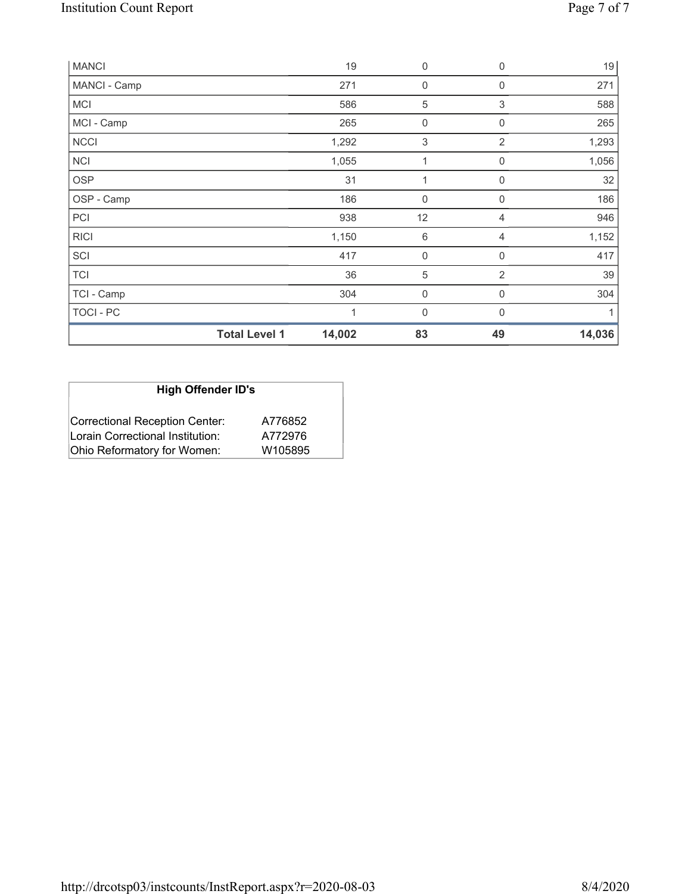| | | | | |
|---|---|---|---|---|
| MANCI | 19 | 0 | 0 | 19 |
| MANCI - Camp | 271 | 0 | 0 | 271 |
| MCI | 586 | 5 | 3 | 588 |
| MCI - Camp | 265 | 0 | 0 | 265 |
| NCCI | 1,292 | 3 | 2 | 1,293 |
| NCI | 1,055 | 1 | 0 | 1,056 |
| OSP | 31 | 1 | 0 | 32 |
| OSP - Camp | 186 | 0 | 0 | 186 |
| PCI | 938 | 12 | 4 | 946 |
| RICI | 1,150 | 6 | 4 | 1,152 |
| SCI | 417 | 0 | 0 | 417 |
| TCI | 36 | 5 | 2 | 39 |
| TCI - Camp | 304 | 0 | 0 | 304 |
| TOCI - PC | 1 | 0 | 0 | 1 |
| **Total Level 1** | **14,002** | **83** | **49** | **14,036** |

| High Offender ID's | |
|---|---|
| Correctional Reception Center: | A776852 |
| Lorain Correctional Institution: | A772976 |
| Ohio Reformatory for Women: | W105895 |